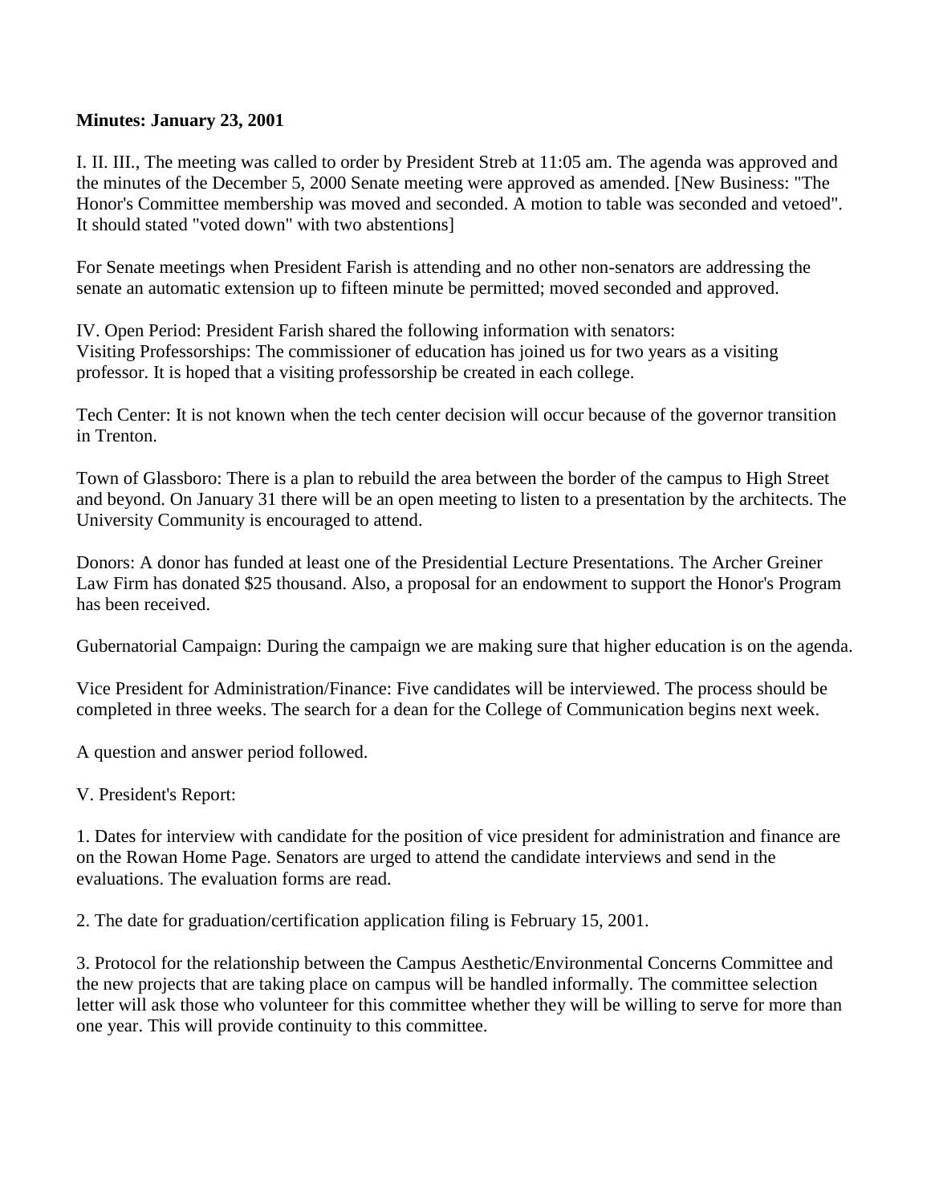**Minutes: January 23, 2001**

I. II. III., The meeting was called to order by President Streb at 11:05 am. The agenda was approved and the minutes of the December 5, 2000 Senate meeting were approved as amended. [New Business: "The Honor's Committee membership was moved and seconded. A motion to table was seconded and vetoed". It should stated "voted down" with two abstentions]

For Senate meetings when President Farish is attending and no other non-senators are addressing the senate an automatic extension up to fifteen minute be permitted; moved seconded and approved.

IV. Open Period: President Farish shared the following information with senators:
Visiting Professorships: The commissioner of education has joined us for two years as a visiting professor. It is hoped that a visiting professorship be created in each college.

Tech Center: It is not known when the tech center decision will occur because of the governor transition in Trenton.

Town of Glassboro: There is a plan to rebuild the area between the border of the campus to High Street and beyond. On January 31 there will be an open meeting to listen to a presentation by the architects. The University Community is encouraged to attend.

Donors: A donor has funded at least one of the Presidential Lecture Presentations. The Archer Greiner Law Firm has donated $25 thousand. Also, a proposal for an endowment to support the Honor's Program has been received.

Gubernatorial Campaign: During the campaign we are making sure that higher education is on the agenda.

Vice President for Administration/Finance: Five candidates will be interviewed. The process should be completed in three weeks. The search for a dean for the College of Communication begins next week.

A question and answer period followed.

V. President's Report:

1. Dates for interview with candidate for the position of vice president for administration and finance are on the Rowan Home Page. Senators are urged to attend the candidate interviews and send in the evaluations. The evaluation forms are read.

2. The date for graduation/certification application filing is February 15, 2001.

3. Protocol for the relationship between the Campus Aesthetic/Environmental Concerns Committee and the new projects that are taking place on campus will be handled informally. The committee selection letter will ask those who volunteer for this committee whether they will be willing to serve for more than one year. This will provide continuity to this committee.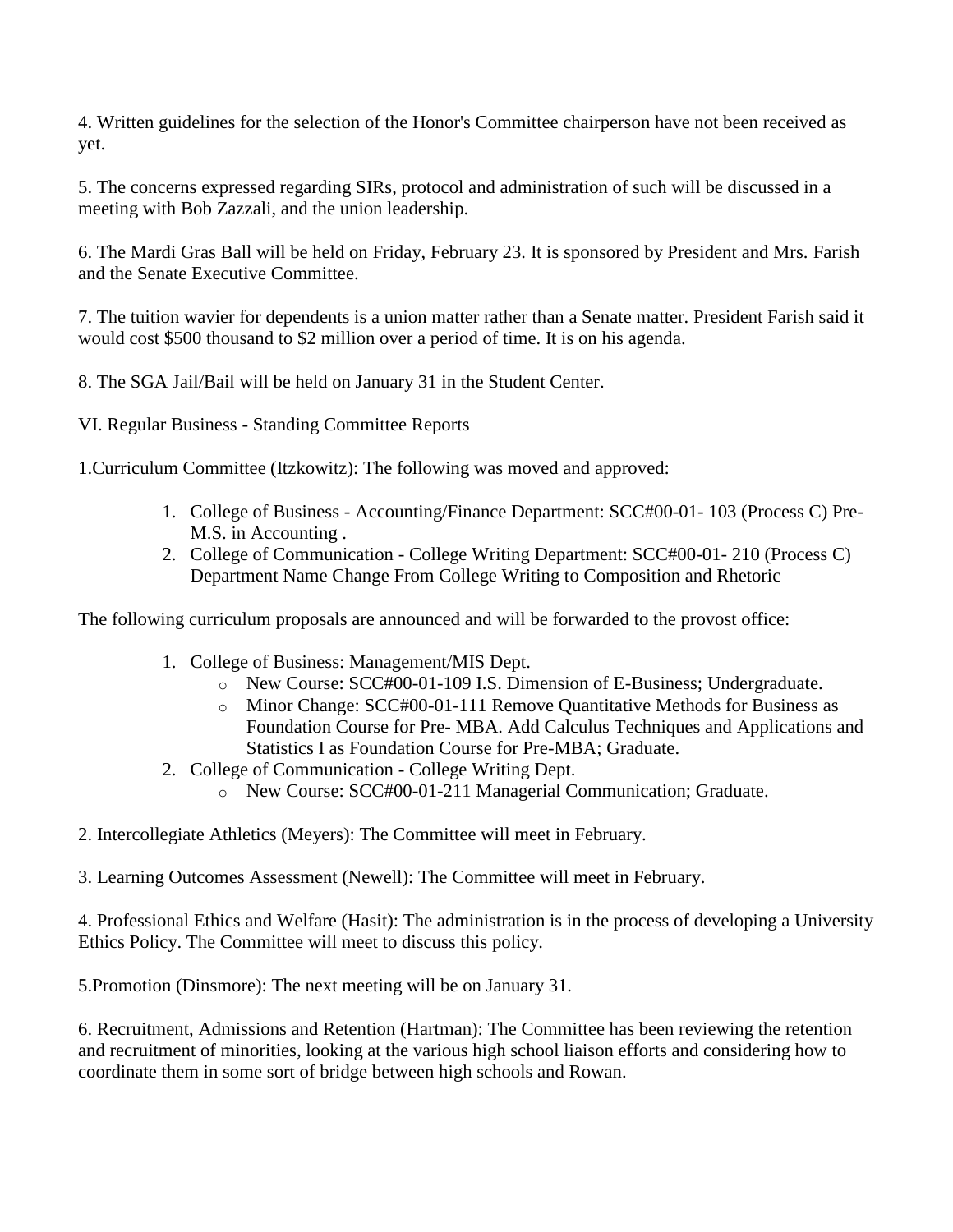4. Written guidelines for the selection of the Honor's Committee chairperson have not been received as yet.

5. The concerns expressed regarding SIRs, protocol and administration of such will be discussed in a meeting with Bob Zazzali, and the union leadership.

6. The Mardi Gras Ball will be held on Friday, February 23. It is sponsored by President and Mrs. Farish and the Senate Executive Committee.

7. The tuition wavier for dependents is a union matter rather than a Senate matter. President Farish said it would cost $500 thousand to $2 million over a period of time. It is on his agenda.

8. The SGA Jail/Bail will be held on January 31 in the Student Center.

VI. Regular Business - Standing Committee Reports

1.Curriculum Committee (Itzkowitz): The following was moved and approved:

1. College of Business - Accounting/Finance Department: SCC#00-01- 103 (Process C) Pre-M.S. in Accounting .
2. College of Communication - College Writing Department: SCC#00-01- 210 (Process C) Department Name Change From College Writing to Composition and Rhetoric

The following curriculum proposals are announced and will be forwarded to the provost office:

1. College of Business: Management/MIS Dept.
   - New Course: SCC#00-01-109 I.S. Dimension of E-Business; Undergraduate.
   - Minor Change: SCC#00-01-111 Remove Quantitative Methods for Business as Foundation Course for Pre- MBA. Add Calculus Techniques and Applications and Statistics I as Foundation Course for Pre-MBA; Graduate.
2. College of Communication - College Writing Dept.
   - New Course: SCC#00-01-211 Managerial Communication; Graduate.

2. Intercollegiate Athletics (Meyers): The Committee will meet in February.

3. Learning Outcomes Assessment (Newell): The Committee will meet in February.

4. Professional Ethics and Welfare (Hasit): The administration is in the process of developing a University Ethics Policy. The Committee will meet to discuss this policy.

5.Promotion (Dinsmore): The next meeting will be on January 31.

6. Recruitment, Admissions and Retention (Hartman): The Committee has been reviewing the retention and recruitment of minorities, looking at the various high school liaison efforts and considering how to coordinate them in some sort of bridge between high schools and Rowan.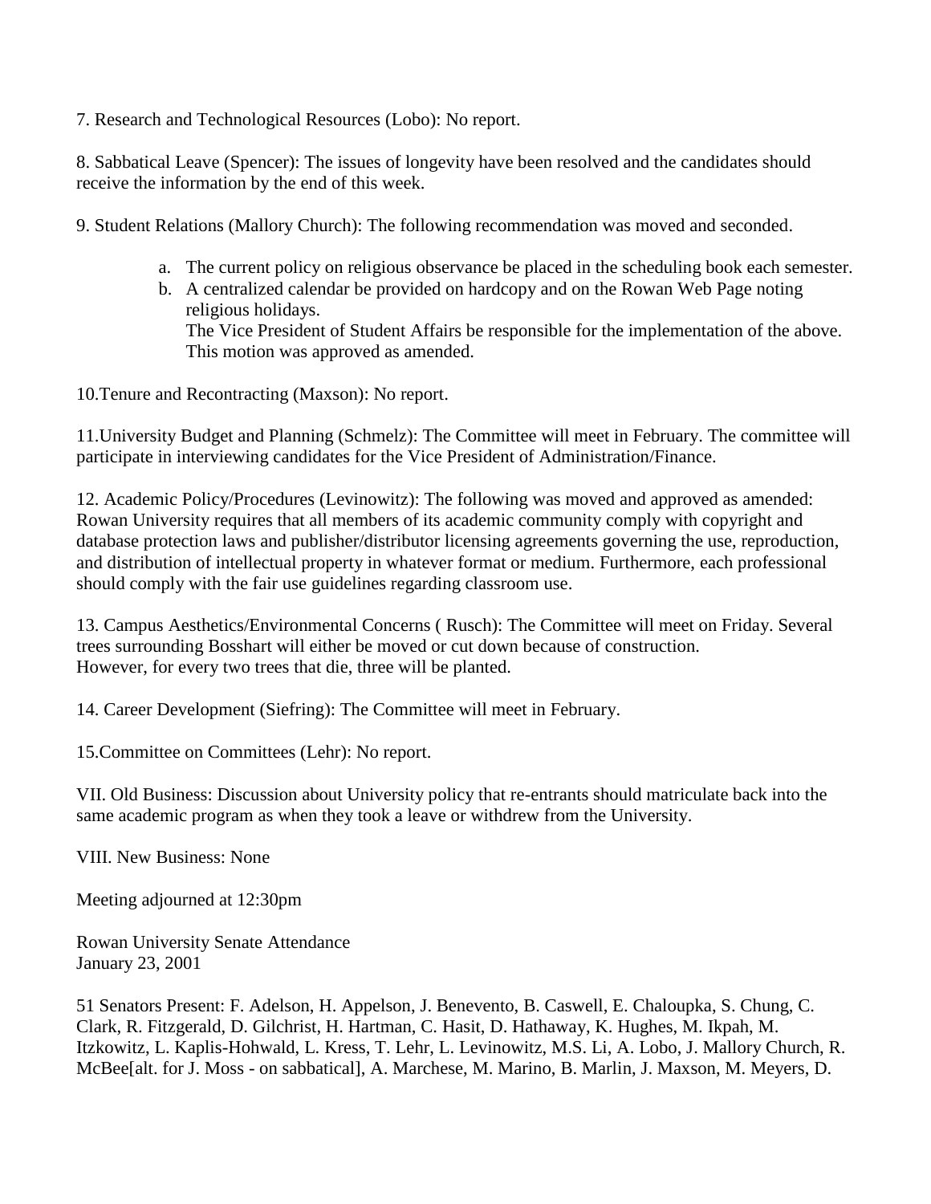7. Research and Technological Resources (Lobo): No report.

8. Sabbatical Leave (Spencer): The issues of longevity have been resolved and the candidates should receive the information by the end of this week.

9. Student Relations (Mallory Church): The following recommendation was moved and seconded.

   a. The current policy on religious observance be placed in the scheduling book each semester.
   b. A centralized calendar be provided on hardcopy and on the Rowan Web Page noting religious holidays.
      The Vice President of Student Affairs be responsible for the implementation of the above.
      This motion was approved as amended.

10.Tenure and Recontracting (Maxson): No report.

11.University Budget and Planning (Schmelz): The Committee will meet in February. The committee will participate in interviewing candidates for the Vice President of Administration/Finance.

12. Academic Policy/Procedures (Levinowitz): The following was moved and approved as amended: Rowan University requires that all members of its academic community comply with copyright and database protection laws and publisher/distributor licensing agreements governing the use, reproduction, and distribution of intellectual property in whatever format or medium. Furthermore, each professional should comply with the fair use guidelines regarding classroom use.

13. Campus Aesthetics/Environmental Concerns ( Rusch): The Committee will meet on Friday. Several trees surrounding Bosshart will either be moved or cut down because of construction.
However, for every two trees that die, three will be planted.

14. Career Development (Siefring): The Committee will meet in February.

15.Committee on Committees (Lehr): No report.

VII. Old Business: Discussion about University policy that re-entrants should matriculate back into the same academic program as when they took a leave or withdrew from the University.

VIII. New Business: None

Meeting adjourned at 12:30pm

Rowan University Senate Attendance
January 23, 2001

51 Senators Present: F. Adelson, H. Appelson, J. Benevento, B. Caswell, E. Chaloupka, S. Chung, C. Clark, R. Fitzgerald, D. Gilchrist, H. Hartman, C. Hasit, D. Hathaway, K. Hughes, M. Ikpah, M. Itzkowitz, L. Kaplis-Hohwald, L. Kress, T. Lehr, L. Levinowitz, M.S. Li, A. Lobo, J. Mallory Church, R. McBee[alt. for J. Moss - on sabbatical], A. Marchese, M. Marino, B. Marlin, J. Maxson, M. Meyers, D.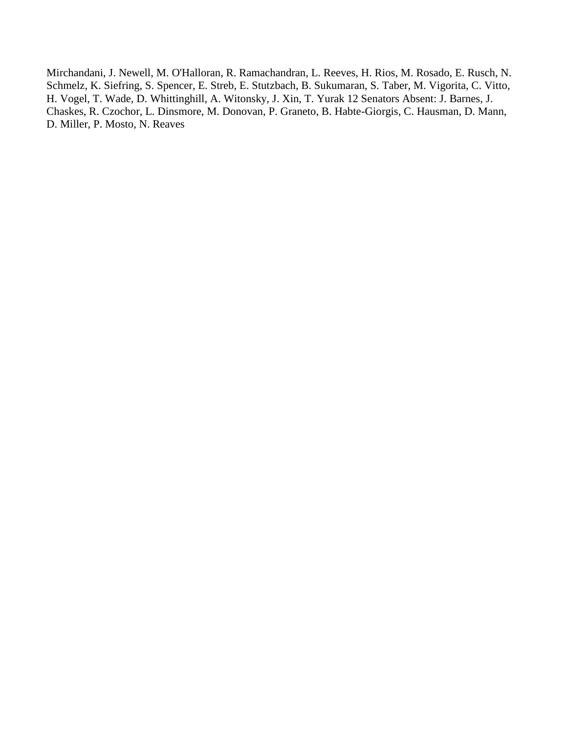Mirchandani, J. Newell, M. O'Halloran, R. Ramachandran, L. Reeves, H. Rios, M. Rosado, E. Rusch, N. Schmelz, K. Siefring, S. Spencer, E. Streb, E. Stutzbach, B. Sukumaran, S. Taber, M. Vigorita, C. Vitto, H. Vogel, T. Wade, D. Whittinghill, A. Witonsky, J. Xin, T. Yurak 12 Senators Absent: J. Barnes, J. Chaskes, R. Czochor, L. Dinsmore, M. Donovan, P. Graneto, B. Habte-Giorgis, C. Hausman, D. Mann, D. Miller, P. Mosto, N. Reaves